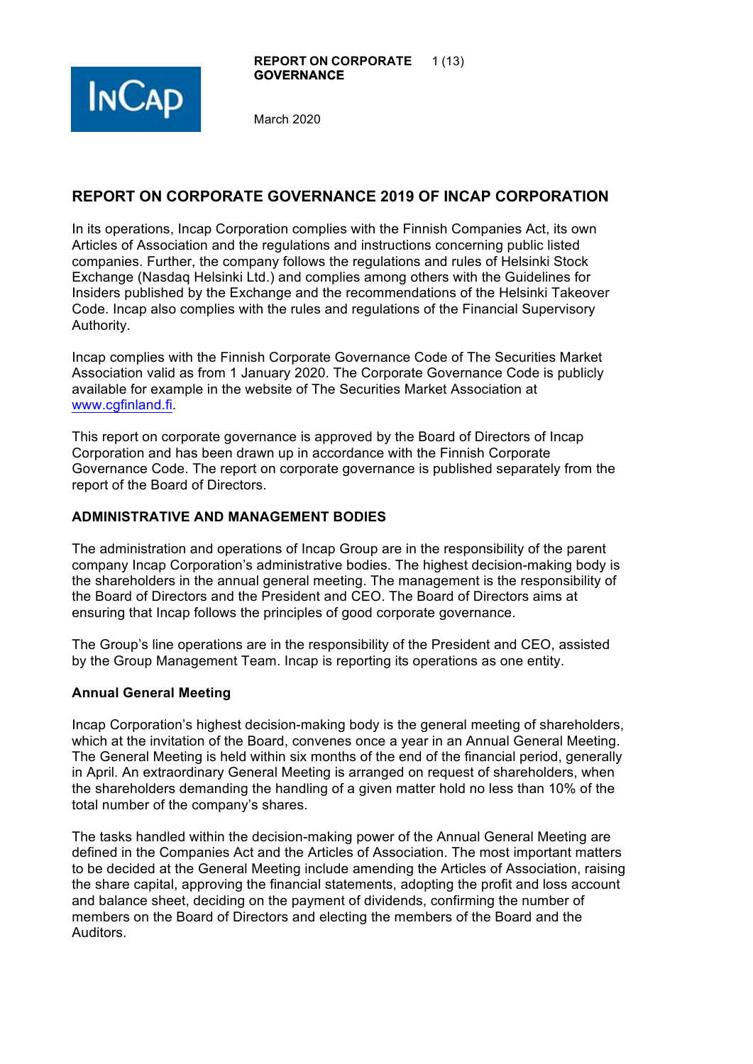# REPORT ON CORPORATE GOVERNANCE 2019 OF INCAP CORPORATION

In its operations, Incap Corporation complies with the Finnish Companies Act, its own Articles of Association and the regulations and instructions concerning public listed companies. Further, the company follows the regulations and rules of Helsinki Stock Exchange (Nasdaq Helsinki Ltd.) and complies among others with the Guidelines for Insiders published by the Exchange and the recommendations of the Helsinki Takeover Code. Incap also complies with the rules and regulations of the Financial Supervisory Authority.

Incap complies with the Finnish Corporate Governance Code of The Securities Market Association valid as from 1 January 2020. The Corporate Governance Code is publicly available for example in the website of The Securities Market Association at www.cgfinland.fi.

This report on corporate governance is approved by the Board of Directors of Incap Corporation and has been drawn up in accordance with the Finnish Corporate Governance Code. The report on corporate governance is published separately from the report of the Board of Directors.

## ADMINISTRATIVE AND MANAGEMENT BODIES

The administration and operations of Incap Group are in the responsibility of the parent company Incap Corporation's administrative bodies. The highest decision-making body is the shareholders in the annual general meeting. The management is the responsibility of the Board of Directors and the President and CEO. The Board of Directors aims at ensuring that Incap follows the principles of good corporate governance.

The Group's line operations are in the responsibility of the President and CEO, assisted by the Group Management Team. Incap is reporting its operations as one entity.

### Annual General Meeting

Incap Corporation's highest decision-making body is the general meeting of shareholders, which at the invitation of the Board, convenes once a year in an Annual General Meeting. The General Meeting is held within six months of the end of the financial period, generally in April. An extraordinary General Meeting is arranged on request of shareholders, when the shareholders demanding the handling of a given matter hold no less than 10% of the total number of the company's shares.

The tasks handled within the decision-making power of the Annual General Meeting are defined in the Companies Act and the Articles of Association. The most important matters to be decided at the General Meeting include amending the Articles of Association, raising the share capital, approving the financial statements, adopting the profit and loss account and balance sheet, deciding on the payment of dividends, confirming the number of members on the Board of Directors and electing the members of the Board and the Auditors.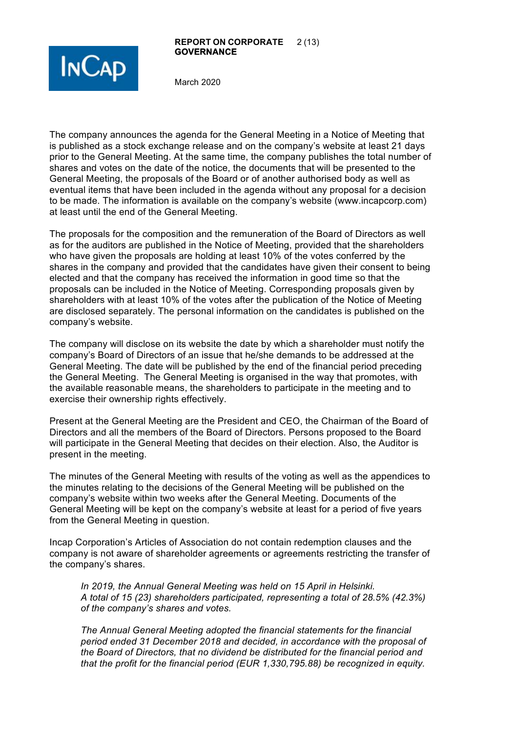The company announces the agenda for the General Meeting in a Notice of Meeting that is published as a stock exchange release and on the company's website at least 21 days prior to the General Meeting. At the same time, the company publishes the total number of shares and votes on the date of the notice, the documents that will be presented to the General Meeting, the proposals of the Board or of another authorised body as well as eventual items that have been included in the agenda without any proposal for a decision to be made. The information is available on the company's website (www.incapcorp.com) at least until the end of the General Meeting.

The proposals for the composition and the remuneration of the Board of Directors as well as for the auditors are published in the Notice of Meeting, provided that the shareholders who have given the proposals are holding at least 10% of the votes conferred by the shares in the company and provided that the candidates have given their consent to being elected and that the company has received the information in good time so that the proposals can be included in the Notice of Meeting. Corresponding proposals given by shareholders with at least 10% of the votes after the publication of the Notice of Meeting are disclosed separately. The personal information on the candidates is published on the company's website.

The company will disclose on its website the date by which a shareholder must notify the company's Board of Directors of an issue that he/she demands to be addressed at the General Meeting. The date will be published by the end of the financial period preceding the General Meeting. The General Meeting is organised in the way that promotes, with the available reasonable means, the shareholders to participate in the meeting and to exercise their ownership rights effectively.

Present at the General Meeting are the President and CEO, the Chairman of the Board of Directors and all the members of the Board of Directors. Persons proposed to the Board will participate in the General Meeting that decides on their election. Also, the Auditor is present in the meeting.

The minutes of the General Meeting with results of the voting as well as the appendices to the minutes relating to the decisions of the General Meeting will be published on the company's website within two weeks after the General Meeting. Documents of the General Meeting will be kept on the company's website at least for a period of five years from the General Meeting in question.

Incap Corporation's Articles of Association do not contain redemption clauses and the company is not aware of shareholder agreements or agreements restricting the transfer of the company's shares.

> *In 2019, the Annual General Meeting was held on 15 April in Helsinki. A total of 15 (23) shareholders participated, representing a total of 28.5% (42.3%) of the company's shares and votes.*
>
> *The Annual General Meeting adopted the financial statements for the financial period ended 31 December 2018 and decided, in accordance with the proposal of the Board of Directors, that no dividend be distributed for the financial period and that the profit for the financial period (EUR 1,330,795.88) be recognized in equity.*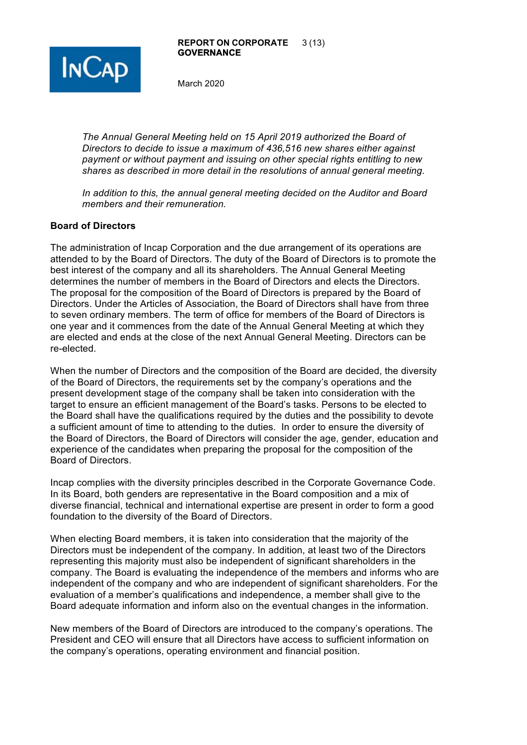*The Annual General Meeting held on 15 April 2019 authorized the Board of Directors to decide to issue a maximum of 436,516 new shares either against payment or without payment and issuing on other special rights entitling to new shares as described in more detail in the resolutions of annual general meeting.*

*In addition to this, the annual general meeting decided on the Auditor and Board members and their remuneration.*

## Board of Directors

The administration of Incap Corporation and the due arrangement of its operations are attended to by the Board of Directors. The duty of the Board of Directors is to promote the best interest of the company and all its shareholders. The Annual General Meeting determines the number of members in the Board of Directors and elects the Directors. The proposal for the composition of the Board of Directors is prepared by the Board of Directors. Under the Articles of Association, the Board of Directors shall have from three to seven ordinary members. The term of office for members of the Board of Directors is one year and it commences from the date of the Annual General Meeting at which they are elected and ends at the close of the next Annual General Meeting. Directors can be re-elected.

When the number of Directors and the composition of the Board are decided, the diversity of the Board of Directors, the requirements set by the company's operations and the present development stage of the company shall be taken into consideration with the target to ensure an efficient management of the Board's tasks. Persons to be elected to the Board shall have the qualifications required by the duties and the possibility to devote a sufficient amount of time to attending to the duties. In order to ensure the diversity of the Board of Directors, the Board of Directors will consider the age, gender, education and experience of the candidates when preparing the proposal for the composition of the Board of Directors.

Incap complies with the diversity principles described in the Corporate Governance Code. In its Board, both genders are representative in the Board composition and a mix of diverse financial, technical and international expertise are present in order to form a good foundation to the diversity of the Board of Directors.

When electing Board members, it is taken into consideration that the majority of the Directors must be independent of the company. In addition, at least two of the Directors representing this majority must also be independent of significant shareholders in the company. The Board is evaluating the independence of the members and informs who are independent of the company and who are independent of significant shareholders. For the evaluation of a member's qualifications and independence, a member shall give to the Board adequate information and inform also on the eventual changes in the information.

New members of the Board of Directors are introduced to the company's operations. The President and CEO will ensure that all Directors have access to sufficient information on the company's operations, operating environment and financial position.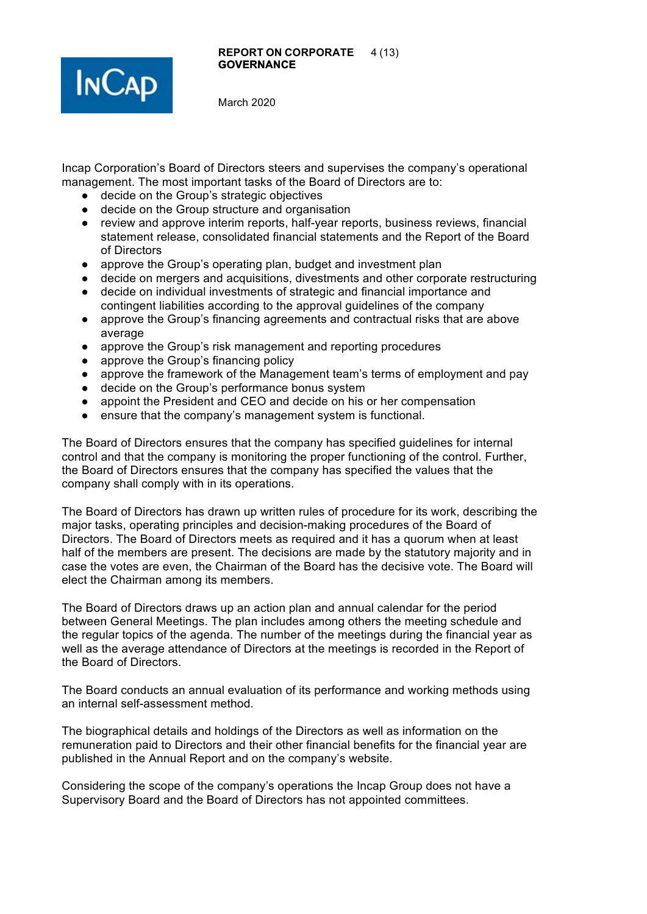Incap Corporation's Board of Directors steers and supervises the company's operational management. The most important tasks of the Board of Directors are to:

- decide on the Group's strategic objectives
- decide on the Group structure and organisation
- review and approve interim reports, half-year reports, business reviews, financial statement release, consolidated financial statements and the Report of the Board of Directors
- approve the Group's operating plan, budget and investment plan
- decide on mergers and acquisitions, divestments and other corporate restructuring
- decide on individual investments of strategic and financial importance and contingent liabilities according to the approval guidelines of the company
- approve the Group's financing agreements and contractual risks that are above average
- approve the Group's risk management and reporting procedures
- approve the Group's financing policy
- approve the framework of the Management team's terms of employment and pay
- decide on the Group's performance bonus system
- appoint the President and CEO and decide on his or her compensation
- ensure that the company's management system is functional.

The Board of Directors ensures that the company has specified guidelines for internal control and that the company is monitoring the proper functioning of the control. Further, the Board of Directors ensures that the company has specified the values that the company shall comply with in its operations.

The Board of Directors has drawn up written rules of procedure for its work, describing the major tasks, operating principles and decision-making procedures of the Board of Directors. The Board of Directors meets as required and it has a quorum when at least half of the members are present. The decisions are made by the statutory majority and in case the votes are even, the Chairman of the Board has the decisive vote. The Board will elect the Chairman among its members.

The Board of Directors draws up an action plan and annual calendar for the period between General Meetings. The plan includes among others the meeting schedule and the regular topics of the agenda. The number of the meetings during the financial year as well as the average attendance of Directors at the meetings is recorded in the Report of the Board of Directors.

The Board conducts an annual evaluation of its performance and working methods using an internal self-assessment method.

The biographical details and holdings of the Directors as well as information on the remuneration paid to Directors and their other financial benefits for the financial year are published in the Annual Report and on the company's website.

Considering the scope of the company's operations the Incap Group does not have a Supervisory Board and the Board of Directors has not appointed committees.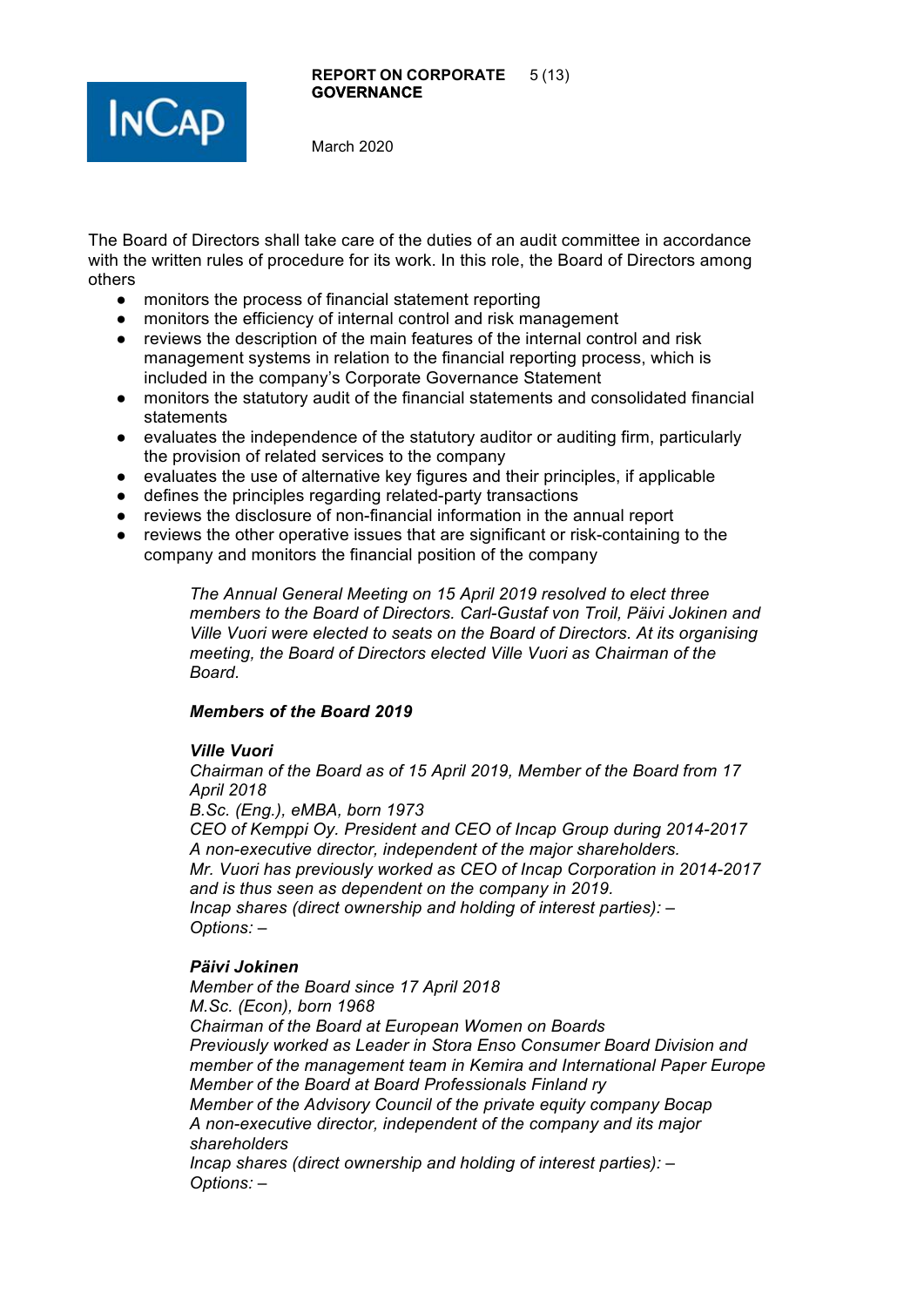The Board of Directors shall take care of the duties of an audit committee in accordance with the written rules of procedure for its work. In this role, the Board of Directors among others

- monitors the process of financial statement reporting
- monitors the efficiency of internal control and risk management
- reviews the description of the main features of the internal control and risk management systems in relation to the financial reporting process, which is included in the company's Corporate Governance Statement
- monitors the statutory audit of the financial statements and consolidated financial statements
- evaluates the independence of the statutory auditor or auditing firm, particularly the provision of related services to the company
- evaluates the use of alternative key figures and their principles, if applicable
- defines the principles regarding related-party transactions
- reviews the disclosure of non-financial information in the annual report
- reviews the other operative issues that are significant or risk-containing to the company and monitors the financial position of the company

*The Annual General Meeting on 15 April 2019 resolved to elect three members to the Board of Directors. Carl-Gustaf von Troil, Päivi Jokinen and Ville Vuori were elected to seats on the Board of Directors. At its organising meeting, the Board of Directors elected Ville Vuori as Chairman of the Board.*

***Members of the Board 2019***

***Ville Vuori***
*Chairman of the Board as of 15 April 2019, Member of the Board from 17 April 2018*
*B.Sc. (Eng.), eMBA, born 1973*
*CEO of Kemppi Oy. President and CEO of Incap Group during 2014-2017*
*A non-executive director, independent of the major shareholders.*
*Mr. Vuori has previously worked as CEO of Incap Corporation in 2014-2017 and is thus seen as dependent on the company in 2019.*
*Incap shares (direct ownership and holding of interest parties): –*
*Options: –*

***Päivi Jokinen***
*Member of the Board since 17 April 2018*
*M.Sc. (Econ), born 1968*
*Chairman of the Board at European Women on Boards*
*Previously worked as Leader in Stora Enso Consumer Board Division and member of the management team in Kemira and International Paper Europe*
*Member of the Board at Board Professionals Finland ry*
*Member of the Advisory Council of the private equity company Bocap*
*A non-executive director, independent of the company and its major shareholders*
*Incap shares (direct ownership and holding of interest parties): –*
*Options: –*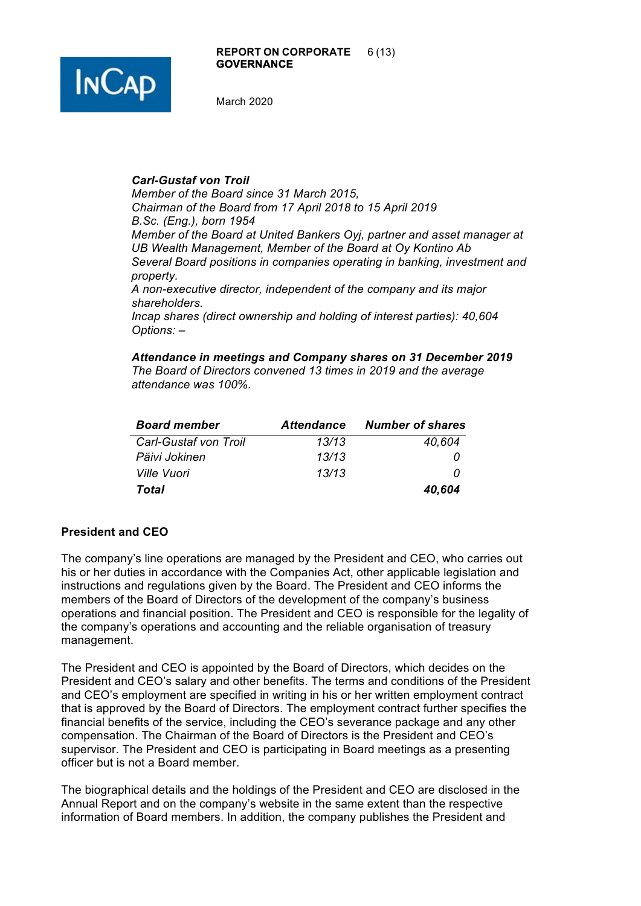***Carl-Gustaf von Troil***
*Member of the Board since 31 March 2015,*
*Chairman of the Board from 17 April 2018 to 15 April 2019*
*B.Sc. (Eng.), born 1954*
*Member of the Board at United Bankers Oyj, partner and asset manager at UB Wealth Management, Member of the Board at Oy Kontino Ab*
*Several Board positions in companies operating in banking, investment and property.*
*A non-executive director, independent of the company and its major shareholders.*
*Incap shares (direct ownership and holding of interest parties): 40,604*
*Options: –*

***Attendance in meetings and Company shares on 31 December 2019***
*The Board of Directors convened 13 times in 2019 and the average attendance was 100%.*

| ***Board member*** | ***Attendance*** | ***Number of shares*** |
|---|---|---|
| *Carl-Gustaf von Troil* | *13/13* | *40,604* |
| *Päivi Jokinen* | *13/13* | *0* |
| *Ville Vuori* | *13/13* | *0* |
| ***Total*** | | ***40,604*** |

## President and CEO

The company's line operations are managed by the President and CEO, who carries out his or her duties in accordance with the Companies Act, other applicable legislation and instructions and regulations given by the Board. The President and CEO informs the members of the Board of Directors of the development of the company's business operations and financial position. The President and CEO is responsible for the legality of the company's operations and accounting and the reliable organisation of treasury management.

The President and CEO is appointed by the Board of Directors, which decides on the President and CEO's salary and other benefits. The terms and conditions of the President and CEO's employment are specified in writing in his or her written employment contract that is approved by the Board of Directors. The employment contract further specifies the financial benefits of the service, including the CEO's severance package and any other compensation. The Chairman of the Board of Directors is the President and CEO's supervisor. The President and CEO is participating in Board meetings as a presenting officer but is not a Board member.

The biographical details and the holdings of the President and CEO are disclosed in the Annual Report and on the company's website in the same extent than the respective information of Board members. In addition, the company publishes the President and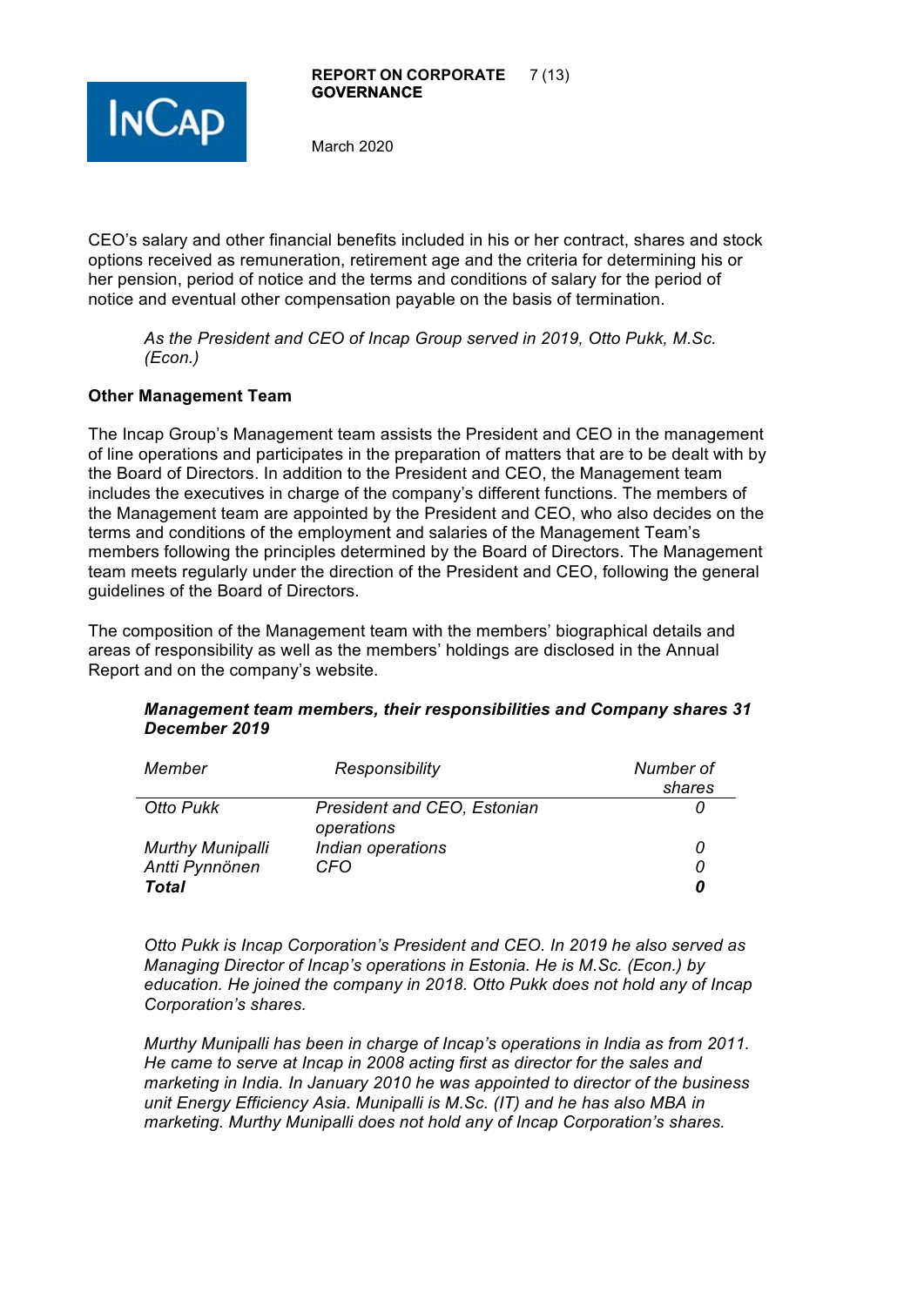CEO's salary and other financial benefits included in his or her contract, shares and stock options received as remuneration, retirement age and the criteria for determining his or her pension, period of notice and the terms and conditions of salary for the period of notice and eventual other compensation payable on the basis of termination.

*As the President and CEO of Incap Group served in 2019, Otto Pukk, M.Sc. (Econ.)*

## Other Management Team

The Incap Group's Management team assists the President and CEO in the management of line operations and participates in the preparation of matters that are to be dealt with by the Board of Directors. In addition to the President and CEO, the Management team includes the executives in charge of the company's different functions. The members of the Management team are appointed by the President and CEO, who also decides on the terms and conditions of the employment and salaries of the Management Team's members following the principles determined by the Board of Directors. The Management team meets regularly under the direction of the President and CEO, following the general guidelines of the Board of Directors.

The composition of the Management team with the members' biographical details and areas of responsibility as well as the members' holdings are disclosed in the Annual Report and on the company's website.

***Management team members, their responsibilities and Company shares 31 December 2019***

| *Member* | *Responsibility* | *Number of shares* |
|---|---|---|
| *Otto Pukk* | *President and CEO, Estonian operations* | *0* |
| *Murthy Munipalli* | *Indian operations* | *0* |
| *Antti Pynnönen* | *CFO* | *0* |
| ***Total*** | | ***0*** |

*Otto Pukk is Incap Corporation's President and CEO. In 2019 he also served as Managing Director of Incap's operations in Estonia. He is M.Sc. (Econ.) by education. He joined the company in 2018. Otto Pukk does not hold any of Incap Corporation's shares.*

*Murthy Munipalli has been in charge of Incap's operations in India as from 2011. He came to serve at Incap in 2008 acting first as director for the sales and marketing in India. In January 2010 he was appointed to director of the business unit Energy Efficiency Asia. Munipalli is M.Sc. (IT) and he has also MBA in marketing. Murthy Munipalli does not hold any of Incap Corporation's shares.*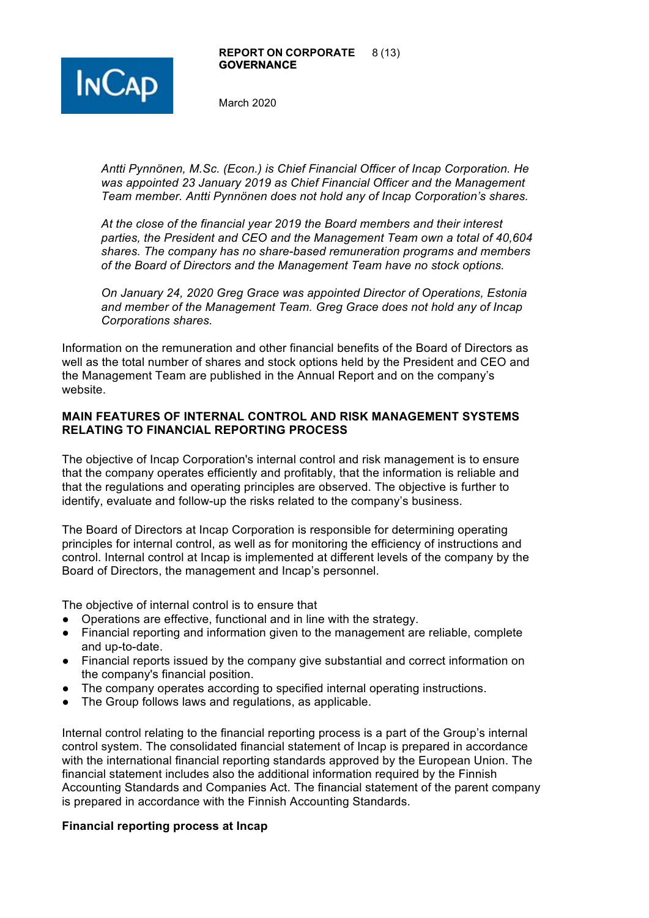*Antti Pynnönen, M.Sc. (Econ.) is Chief Financial Officer of Incap Corporation. He was appointed 23 January 2019 as Chief Financial Officer and the Management Team member. Antti Pynnönen does not hold any of Incap Corporation's shares.*

*At the close of the financial year 2019 the Board members and their interest parties, the President and CEO and the Management Team own a total of 40,604 shares. The company has no share-based remuneration programs and members of the Board of Directors and the Management Team have no stock options.*

*On January 24, 2020 Greg Grace was appointed Director of Operations, Estonia and member of the Management Team. Greg Grace does not hold any of Incap Corporations shares.*

Information on the remuneration and other financial benefits of the Board of Directors as well as the total number of shares and stock options held by the President and CEO and the Management Team are published in the Annual Report and on the company's website.

## MAIN FEATURES OF INTERNAL CONTROL AND RISK MANAGEMENT SYSTEMS RELATING TO FINANCIAL REPORTING PROCESS

The objective of Incap Corporation's internal control and risk management is to ensure that the company operates efficiently and profitably, that the information is reliable and that the regulations and operating principles are observed. The objective is further to identify, evaluate and follow-up the risks related to the company's business.

The Board of Directors at Incap Corporation is responsible for determining operating principles for internal control, as well as for monitoring the efficiency of instructions and control. Internal control at Incap is implemented at different levels of the company by the Board of Directors, the management and Incap's personnel.

The objective of internal control is to ensure that

- Operations are effective, functional and in line with the strategy.
- Financial reporting and information given to the management are reliable, complete and up-to-date.
- Financial reports issued by the company give substantial and correct information on the company's financial position.
- The company operates according to specified internal operating instructions.
- The Group follows laws and regulations, as applicable.

Internal control relating to the financial reporting process is a part of the Group's internal control system. The consolidated financial statement of Incap is prepared in accordance with the international financial reporting standards approved by the European Union. The financial statement includes also the additional information required by the Finnish Accounting Standards and Companies Act. The financial statement of the parent company is prepared in accordance with the Finnish Accounting Standards.

### Financial reporting process at Incap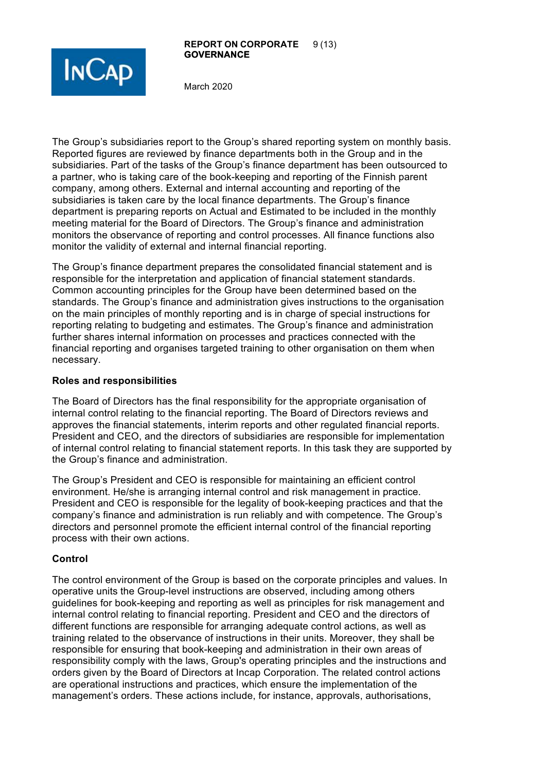The Group's subsidiaries report to the Group's shared reporting system on monthly basis. Reported figures are reviewed by finance departments both in the Group and in the subsidiaries. Part of the tasks of the Group's finance department has been outsourced to a partner, who is taking care of the book-keeping and reporting of the Finnish parent company, among others. External and internal accounting and reporting of the subsidiaries is taken care by the local finance departments. The Group's finance department is preparing reports on Actual and Estimated to be included in the monthly meeting material for the Board of Directors. The Group's finance and administration monitors the observance of reporting and control processes. All finance functions also monitor the validity of external and internal financial reporting.

The Group's finance department prepares the consolidated financial statement and is responsible for the interpretation and application of financial statement standards. Common accounting principles for the Group have been determined based on the standards. The Group's finance and administration gives instructions to the organisation on the main principles of monthly reporting and is in charge of special instructions for reporting relating to budgeting and estimates. The Group's finance and administration further shares internal information on processes and practices connected with the financial reporting and organises targeted training to other organisation on them when necessary.

**Roles and responsibilities**

The Board of Directors has the final responsibility for the appropriate organisation of internal control relating to the financial reporting. The Board of Directors reviews and approves the financial statements, interim reports and other regulated financial reports. President and CEO, and the directors of subsidiaries are responsible for implementation of internal control relating to financial statement reports. In this task they are supported by the Group's finance and administration.

The Group's President and CEO is responsible for maintaining an efficient control environment. He/she is arranging internal control and risk management in practice. President and CEO is responsible for the legality of book-keeping practices and that the company's finance and administration is run reliably and with competence. The Group's directors and personnel promote the efficient internal control of the financial reporting process with their own actions.

**Control**

The control environment of the Group is based on the corporate principles and values. In operative units the Group-level instructions are observed, including among others guidelines for book-keeping and reporting as well as principles for risk management and internal control relating to financial reporting. President and CEO and the directors of different functions are responsible for arranging adequate control actions, as well as training related to the observance of instructions in their units. Moreover, they shall be responsible for ensuring that book-keeping and administration in their own areas of responsibility comply with the laws, Group's operating principles and the instructions and orders given by the Board of Directors at Incap Corporation. The related control actions are operational instructions and practices, which ensure the implementation of the management's orders. These actions include, for instance, approvals, authorisations,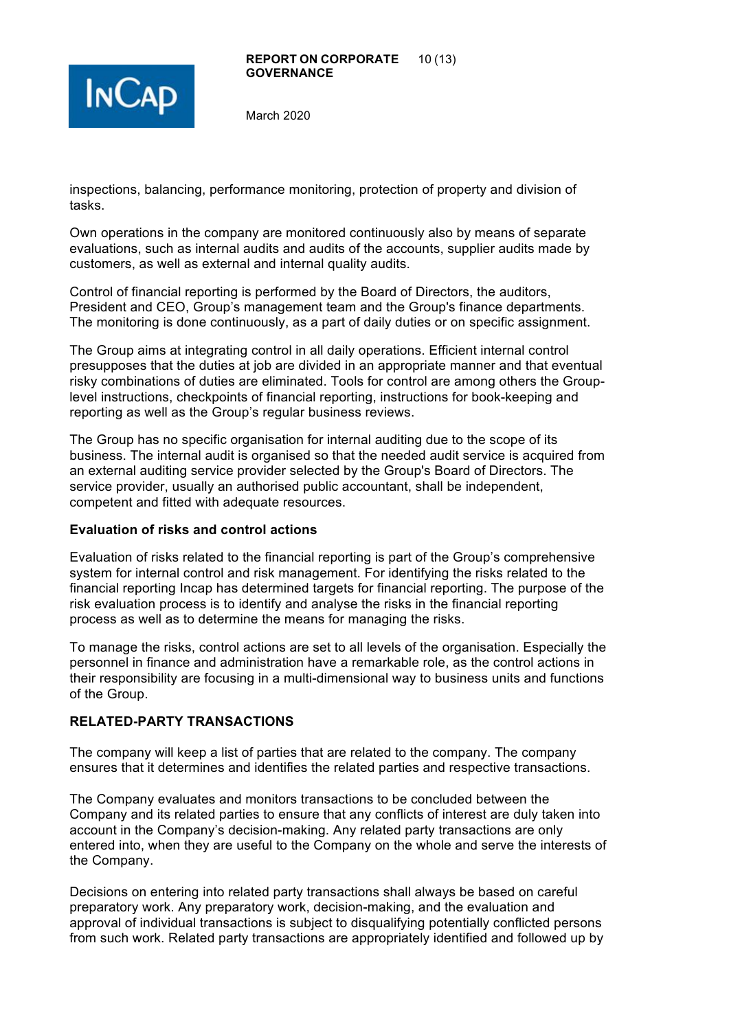inspections, balancing, performance monitoring, protection of property and division of tasks.

Own operations in the company are monitored continuously also by means of separate evaluations, such as internal audits and audits of the accounts, supplier audits made by customers, as well as external and internal quality audits.

Control of financial reporting is performed by the Board of Directors, the auditors, President and CEO, Group's management team and the Group's finance departments. The monitoring is done continuously, as a part of daily duties or on specific assignment.

The Group aims at integrating control in all daily operations. Efficient internal control presupposes that the duties at job are divided in an appropriate manner and that eventual risky combinations of duties are eliminated. Tools for control are among others the Group-level instructions, checkpoints of financial reporting, instructions for book-keeping and reporting as well as the Group's regular business reviews.

The Group has no specific organisation for internal auditing due to the scope of its business. The internal audit is organised so that the needed audit service is acquired from an external auditing service provider selected by the Group's Board of Directors. The service provider, usually an authorised public accountant, shall be independent, competent and fitted with adequate resources.

### Evaluation of risks and control actions

Evaluation of risks related to the financial reporting is part of the Group's comprehensive system for internal control and risk management. For identifying the risks related to the financial reporting Incap has determined targets for financial reporting. The purpose of the risk evaluation process is to identify and analyse the risks in the financial reporting process as well as to determine the means for managing the risks.

To manage the risks, control actions are set to all levels of the organisation. Especially the personnel in finance and administration have a remarkable role, as the control actions in their responsibility are focusing in a multi-dimensional way to business units and functions of the Group.

## RELATED-PARTY TRANSACTIONS

The company will keep a list of parties that are related to the company. The company ensures that it determines and identifies the related parties and respective transactions.

The Company evaluates and monitors transactions to be concluded between the Company and its related parties to ensure that any conflicts of interest are duly taken into account in the Company's decision-making. Any related party transactions are only entered into, when they are useful to the Company on the whole and serve the interests of the Company.

Decisions on entering into related party transactions shall always be based on careful preparatory work. Any preparatory work, decision-making, and the evaluation and approval of individual transactions is subject to disqualifying potentially conflicted persons from such work. Related party transactions are appropriately identified and followed up by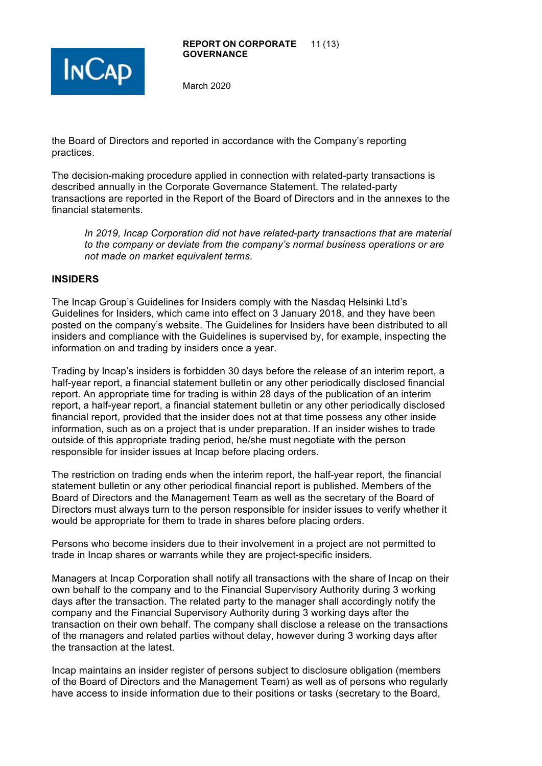the Board of Directors and reported in accordance with the Company's reporting practices.

The decision-making procedure applied in connection with related-party transactions is described annually in the Corporate Governance Statement. The related-party transactions are reported in the Report of the Board of Directors and in the annexes to the financial statements.

> *In 2019, Incap Corporation did not have related-party transactions that are material to the company or deviate from the company's normal business operations or are not made on market equivalent terms.*

## INSIDERS

The Incap Group's Guidelines for Insiders comply with the Nasdaq Helsinki Ltd's Guidelines for Insiders, which came into effect on 3 January 2018, and they have been posted on the company's website. The Guidelines for Insiders have been distributed to all insiders and compliance with the Guidelines is supervised by, for example, inspecting the information on and trading by insiders once a year.

Trading by Incap's insiders is forbidden 30 days before the release of an interim report, a half-year report, a financial statement bulletin or any other periodically disclosed financial report. An appropriate time for trading is within 28 days of the publication of an interim report, a half-year report, a financial statement bulletin or any other periodically disclosed financial report, provided that the insider does not at that time possess any other inside information, such as on a project that is under preparation. If an insider wishes to trade outside of this appropriate trading period, he/she must negotiate with the person responsible for insider issues at Incap before placing orders.

The restriction on trading ends when the interim report, the half-year report, the financial statement bulletin or any other periodical financial report is published. Members of the Board of Directors and the Management Team as well as the secretary of the Board of Directors must always turn to the person responsible for insider issues to verify whether it would be appropriate for them to trade in shares before placing orders.

Persons who become insiders due to their involvement in a project are not permitted to trade in Incap shares or warrants while they are project-specific insiders.

Managers at Incap Corporation shall notify all transactions with the share of Incap on their own behalf to the company and to the Financial Supervisory Authority during 3 working days after the transaction. The related party to the manager shall accordingly notify the company and the Financial Supervisory Authority during 3 working days after the transaction on their own behalf. The company shall disclose a release on the transactions of the managers and related parties without delay, however during 3 working days after the transaction at the latest.

Incap maintains an insider register of persons subject to disclosure obligation (members of the Board of Directors and the Management Team) as well as of persons who regularly have access to inside information due to their positions or tasks (secretary to the Board,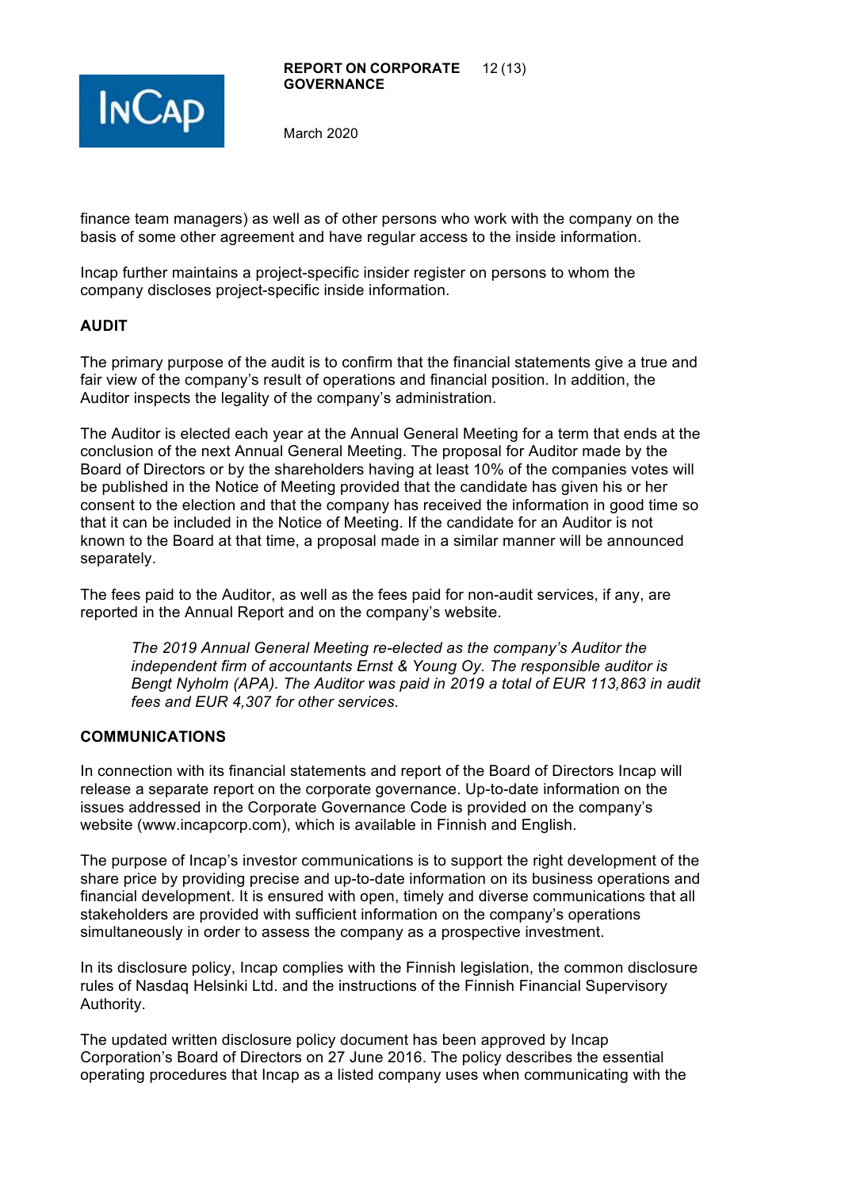finance team managers) as well as of other persons who work with the company on the basis of some other agreement and have regular access to the inside information.

Incap further maintains a project-specific insider register on persons to whom the company discloses project-specific inside information.

## AUDIT

The primary purpose of the audit is to confirm that the financial statements give a true and fair view of the company's result of operations and financial position. In addition, the Auditor inspects the legality of the company's administration.

The Auditor is elected each year at the Annual General Meeting for a term that ends at the conclusion of the next Annual General Meeting. The proposal for Auditor made by the Board of Directors or by the shareholders having at least 10% of the companies votes will be published in the Notice of Meeting provided that the candidate has given his or her consent to the election and that the company has received the information in good time so that it can be included in the Notice of Meeting. If the candidate for an Auditor is not known to the Board at that time, a proposal made in a similar manner will be announced separately.

The fees paid to the Auditor, as well as the fees paid for non-audit services, if any, are reported in the Annual Report and on the company's website.

> *The 2019 Annual General Meeting re-elected as the company's Auditor the independent firm of accountants Ernst & Young Oy. The responsible auditor is Bengt Nyholm (APA). The Auditor was paid in 2019 a total of EUR 113,863 in audit fees and EUR 4,307 for other services.*

## COMMUNICATIONS

In connection with its financial statements and report of the Board of Directors Incap will release a separate report on the corporate governance. Up-to-date information on the issues addressed in the Corporate Governance Code is provided on the company's website (www.incapcorp.com), which is available in Finnish and English.

The purpose of Incap's investor communications is to support the right development of the share price by providing precise and up-to-date information on its business operations and financial development. It is ensured with open, timely and diverse communications that all stakeholders are provided with sufficient information on the company's operations simultaneously in order to assess the company as a prospective investment.

In its disclosure policy, Incap complies with the Finnish legislation, the common disclosure rules of Nasdaq Helsinki Ltd. and the instructions of the Finnish Financial Supervisory Authority.

The updated written disclosure policy document has been approved by Incap Corporation's Board of Directors on 27 June 2016. The policy describes the essential operating procedures that Incap as a listed company uses when communicating with the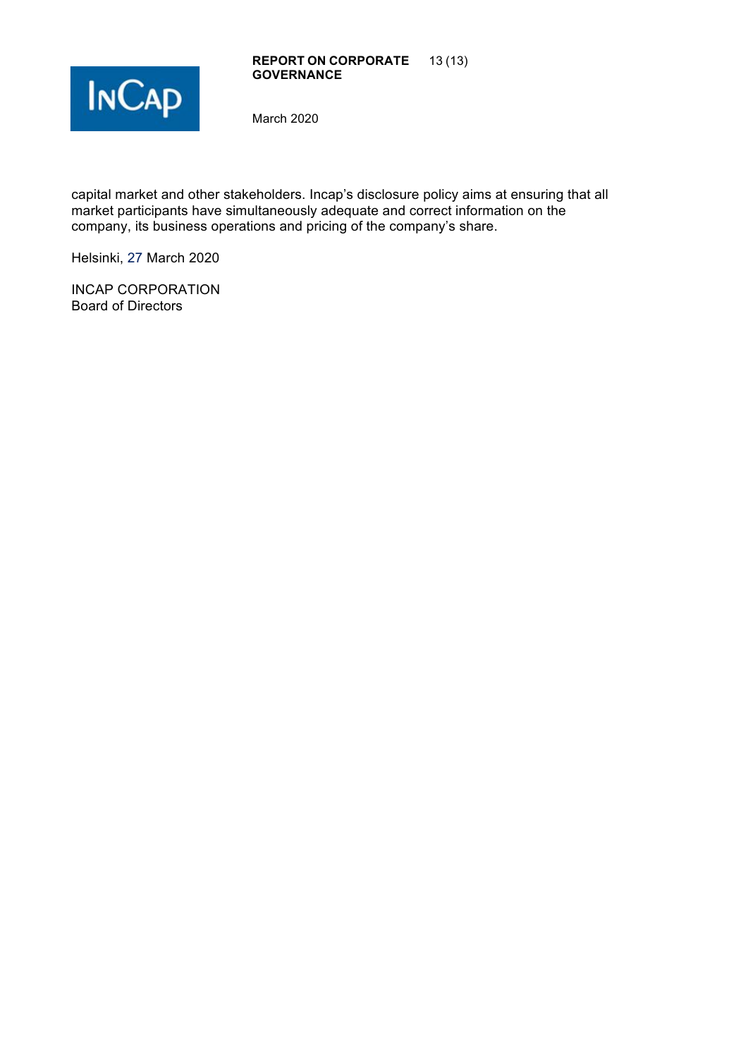capital market and other stakeholders. Incap's disclosure policy aims at ensuring that all market participants have simultaneously adequate and correct information on the company, its business operations and pricing of the company's share.

Helsinki, 27 March 2020

INCAP CORPORATION
Board of Directors